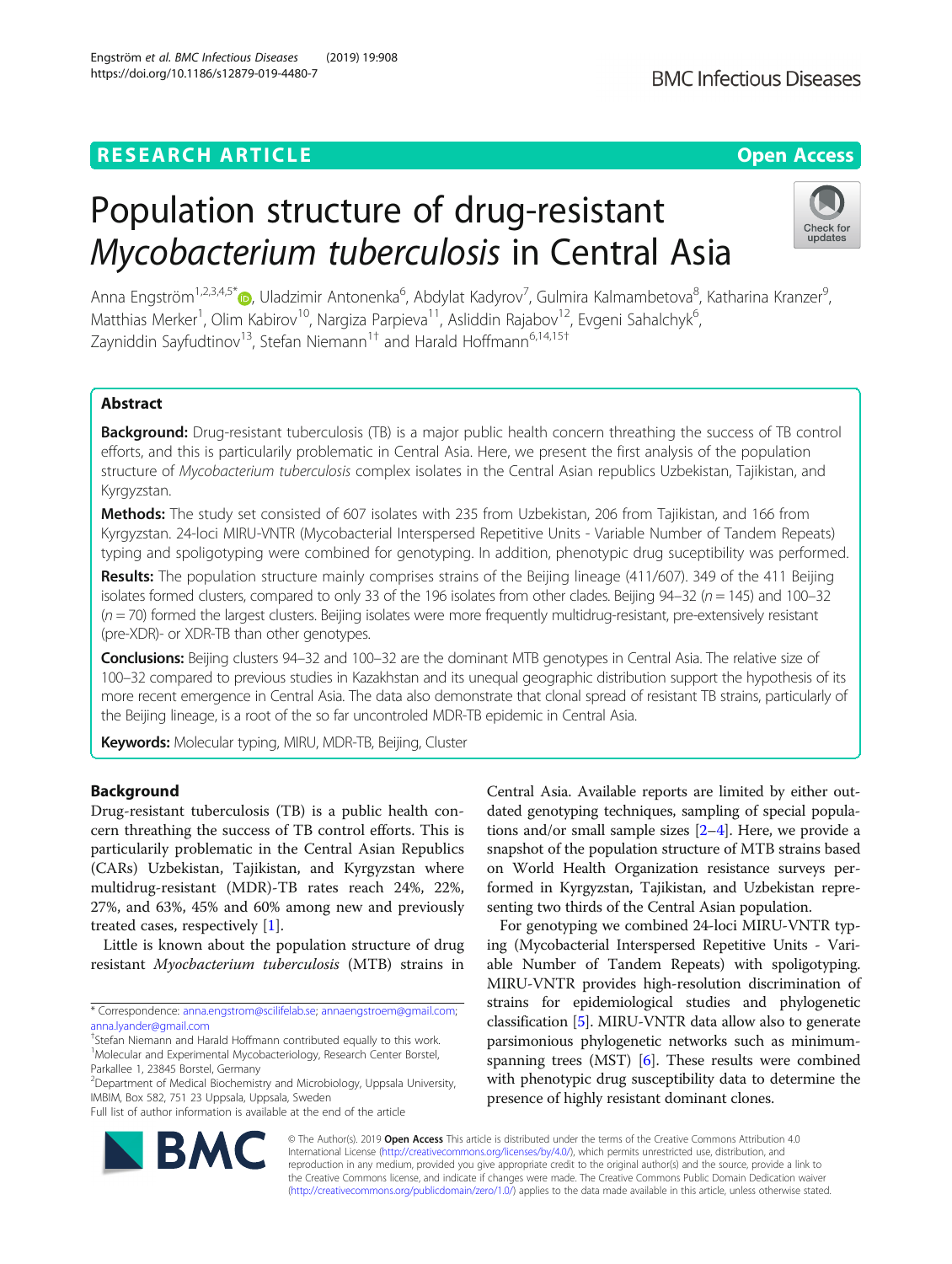RESEARCH ARTICLE

Open Access

# Population structure of drug-resistant *Mycobacterium tuberculosis* in Central Asia

Anna Engström[1,2,3,4,5*], Uladzimir Antonenka[6], Abdylat Kadyrov[7], Gulmira Kalmambetova[8], Katharina Kranzer[9], Matthias Merker[1], Olim Kabirov[10], Nargiza Parpieva[11], Asliddin Rajabov[12], Evgeni Sahalchyk[6], Zayniddin Sayfudtinov[13], Stefan Niemann[1†] and Harald Hoffmann[6,14,15†]

## Abstract

**Background:** Drug-resistant tuberculosis (TB) is a major public health concern threathing the success of TB control efforts, and this is particularly problematic in Central Asia. Here, we present the first analysis of the population structure of *Mycobacterium tuberculosis* complex isolates in the Central Asian republics Uzbekistan, Tajikistan, and Kyrgyzstan.

**Methods:** The study set consisted of 607 isolates with 235 from Uzbekistan, 206 from Tajikistan, and 166 from Kyrgyzstan. 24-loci MIRU-VNTR (Mycobacterial Interspersed Repetitive Units - Variable Number of Tandem Repeats) typing and spoligotyping were combined for genotyping. In addition, phenotypic drug suceptibility was performed.

**Results:** The population structure mainly comprises strains of the Beijing lineage (411/607). 349 of the 411 Beijing isolates formed clusters, compared to only 33 of the 196 isolates from other clades. Beijing 94–32 ($n = 145$) and 100–32 ($n = 70$) formed the largest clusters. Beijing isolates were more frequently multidrug-resistant, pre-extensively resistant (pre-XDR)- or XDR-TB than other genotypes.

**Conclusions:** Beijing clusters 94–32 and 100–32 are the dominant MTB genotypes in Central Asia. The relative size of 100–32 compared to previous studies in Kazakhstan and its unequal geographic distribution support the hypothesis of its more recent emergence in Central Asia. The data also demonstrate that clonal spread of resistant TB strains, particularly of the Beijing lineage, is a root of the so far uncontroled MDR-TB epidemic in Central Asia.

**Keywords:** Molecular typing, MIRU, MDR-TB, Beijing, Cluster

## Background

Drug-resistant tuberculosis (TB) is a public health concern threathing the success of TB control efforts. This is particularily problematic in the Central Asian Republics (CARs) Uzbekistan, Tajikistan, and Kyrgyzstan where multidrug-resistant (MDR)-TB rates reach 24%, 22%, 27%, and 63%, 45% and 60% among new and previously treated cases, respectively [1].

Little is known about the population structure of drug resistant *Myocbacterium tuberculosis* (MTB) strains in Central Asia. Available reports are limited by either outdated genotyping techniques, sampling of special populations and/or small sample sizes [2–4]. Here, we provide a snapshot of the population structure of MTB strains based on World Health Organization resistance surveys performed in Kyrgyzstan, Tajikistan, and Uzbekistan representing two thirds of the Central Asian population.

For genotyping we combined 24-loci MIRU-VNTR typing (Mycobacterial Interspersed Repetitive Units - Variable Number of Tandem Repeats) with spoligotyping. MIRU-VNTR provides high-resolution discrimination of strains for epidemiological studies and phylogenetic classification [5]. MIRU-VNTR data allow also to generate parsimonious phylogenetic networks such as minimum-spanning trees (MST) [6]. These results were combined with phenotypic drug susceptibility data to determine the presence of highly resistant dominant clones.

\* Correspondence: anna.engstrom@scilifelab.se; annaengstroem@gmail.com; anna.lyander@gmail.com

†Stefan Niemann and Harald Hoffmann contributed equally to this work.

[1]Molecular and Experimental Mycobacteriology, Research Center Borstel, Parkallee 1, 23845 Borstel, Germany

[2]Department of Medical Biochemistry and Microbiology, Uppsala University, IMBIM, Box 582, 751 23 Uppsala, Uppsala, Sweden

Full list of author information is available at the end of the article

© The Author(s). 2019 **Open Access** This article is distributed under the terms of the Creative Commons Attribution 4.0 International License (http://creativecommons.org/licenses/by/4.0/), which permits unrestricted use, distribution, and reproduction in any medium, provided you give appropriate credit to the original author(s) and the source, provide a link to the Creative Commons license, and indicate if changes were made. The Creative Commons Public Domain Dedication waiver (http://creativecommons.org/publicdomain/zero/1.0/) applies to the data made available in this article, unless otherwise stated.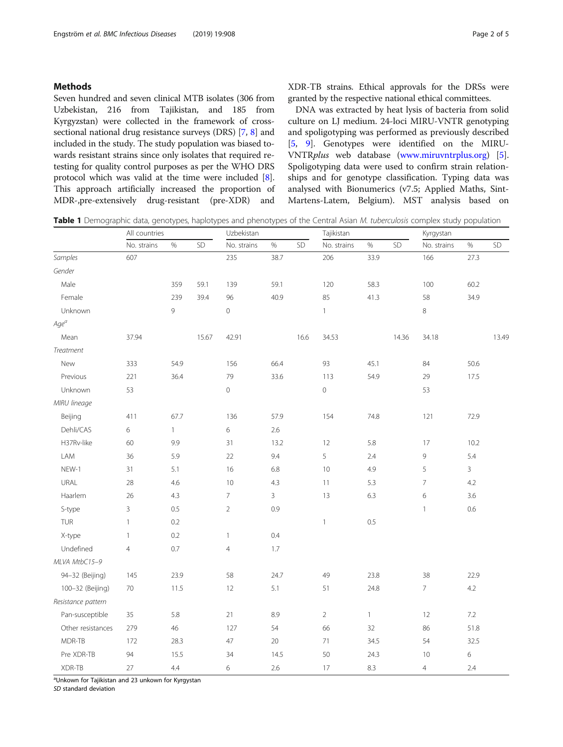## Methods

Seven hundred and seven clinical MTB isolates (306 from Uzbekistan, 216 from Tajikistan, and 185 from Kyrgyzstan) were collected in the framework of cross-sectional national drug resistance surveys (DRS) [7, 8] and included in the study. The study population was biased towards resistant strains since only isolates that required re-testing for quality control purposes as per the WHO DRS protocol which was valid at the time were included [8]. This approach artificially increased the proportion of MDR-,pre-extensively drug-resistant (pre-XDR) and XDR-TB strains. Ethical approvals for the DRSs were granted by the respective national ethical committees.

DNA was extracted by heat lysis of bacteria from solid culture on LJ medium. 24-loci MIRU-VNTR genotyping and spoligotyping was performed as previously described [5, 9]. Genotypes were identified on the MIRU-VNTR*plus* web database (www.miruvntrplus.org) [5]. Spoligotyping data were used to confirm strain relationships and for genotype classification. Typing data was analysed with Bionumerics (v7.5; Applied Maths, Sint-Martens-Latem, Belgium). MST analysis based on

**Table 1** Demographic data, genotypes, haplotypes and phenotypes of the Central Asian *M. tuberculosis* complex study population

| | All countries | | | Uzbekistan | | | Tajikistan | | | Kyrgystan | | |
|---|---|---|---|---|---|---|---|---|---|---|---|---|
| | No. strains | % | SD | No. strains | % | SD | No. strains | % | SD | No. strains | % | SD |
| *Samples* | 607 | | | 235 | 38.7 | | 206 | 33.9 | | 166 | 27.3 | |
| *Gender* | | | | | | | | | | | | |
| Male | | 359 | 59.1 | 139 | 59.1 | | 120 | 58.3 | | 100 | 60.2 | |
| Female | | 239 | 39.4 | 96 | 40.9 | | 85 | 41.3 | | 58 | 34.9 | |
| Unknown | | 9 | | 0 | | | 1 | | | 8 | | |
| *Age*[a] | | | | | | | | | | | | |
| Mean | 37.94 | | 15.67 | 42.91 | | 16.6 | 34.53 | | 14.36 | 34.18 | | 13.49 |
| *Treatment* | | | | | | | | | | | | |
| New | 333 | 54.9 | | 156 | 66.4 | | 93 | 45.1 | | 84 | 50.6 | |
| Previous | 221 | 36.4 | | 79 | 33.6 | | 113 | 54.9 | | 29 | 17.5 | |
| Unknown | 53 | | | 0 | | | 0 | | | 53 | | |
| *MIRU lineage* | | | | | | | | | | | | |
| Beijing | 411 | 67.7 | | 136 | 57.9 | | 154 | 74.8 | | 121 | 72.9 | |
| Dehli/CAS | 6 | 1 | | 6 | 2.6 | | | | | | | |
| H37Rv-like | 60 | 9.9 | | 31 | 13.2 | | 12 | 5.8 | | 17 | 10.2 | |
| LAM | 36 | 5.9 | | 22 | 9.4 | | 5 | 2.4 | | 9 | 5.4 | |
| NEW-1 | 31 | 5.1 | | 16 | 6.8 | | 10 | 4.9 | | 5 | 3 | |
| URAL | 28 | 4.6 | | 10 | 4.3 | | 11 | 5.3 | | 7 | 4.2 | |
| Haarlem | 26 | 4.3 | | 7 | 3 | | 13 | 6.3 | | 6 | 3.6 | |
| S-type | 3 | 0.5 | | 2 | 0.9 | | | | | 1 | 0.6 | |
| TUR | 1 | 0.2 | | | | | 1 | 0.5 | | | | |
| X-type | 1 | 0.2 | | 1 | 0.4 | | | | | | | |
| Undefined | 4 | 0.7 | | 4 | 1.7 | | | | | | | |
| *MLVA MtbC15–9* | | | | | | | | | | | | |
| 94–32 (Beijing) | 145 | 23.9 | | 58 | 24.7 | | 49 | 23.8 | | 38 | 22.9 | |
| 100–32 (Beijing) | 70 | 11.5 | | 12 | 5.1 | | 51 | 24.8 | | 7 | 4.2 | |
| *Resistance pattern* | | | | | | | | | | | | |
| Pan-susceptible | 35 | 5.8 | | 21 | 8.9 | | 2 | 1 | | 12 | 7.2 | |
| Other resistances | 279 | 46 | | 127 | 54 | | 66 | 32 | | 86 | 51.8 | |
| MDR-TB | 172 | 28.3 | | 47 | 20 | | 71 | 34.5 | | 54 | 32.5 | |
| Pre XDR-TB | 94 | 15.5 | | 34 | 14.5 | | 50 | 24.3 | | 10 | 6 | |
| XDR-TB | 27 | 4.4 | | 6 | 2.6 | | 17 | 8.3 | | 4 | 2.4 | |

[a]Unkown for Tajikistan and 23 unkown for Kyrgystan

*SD* standard deviation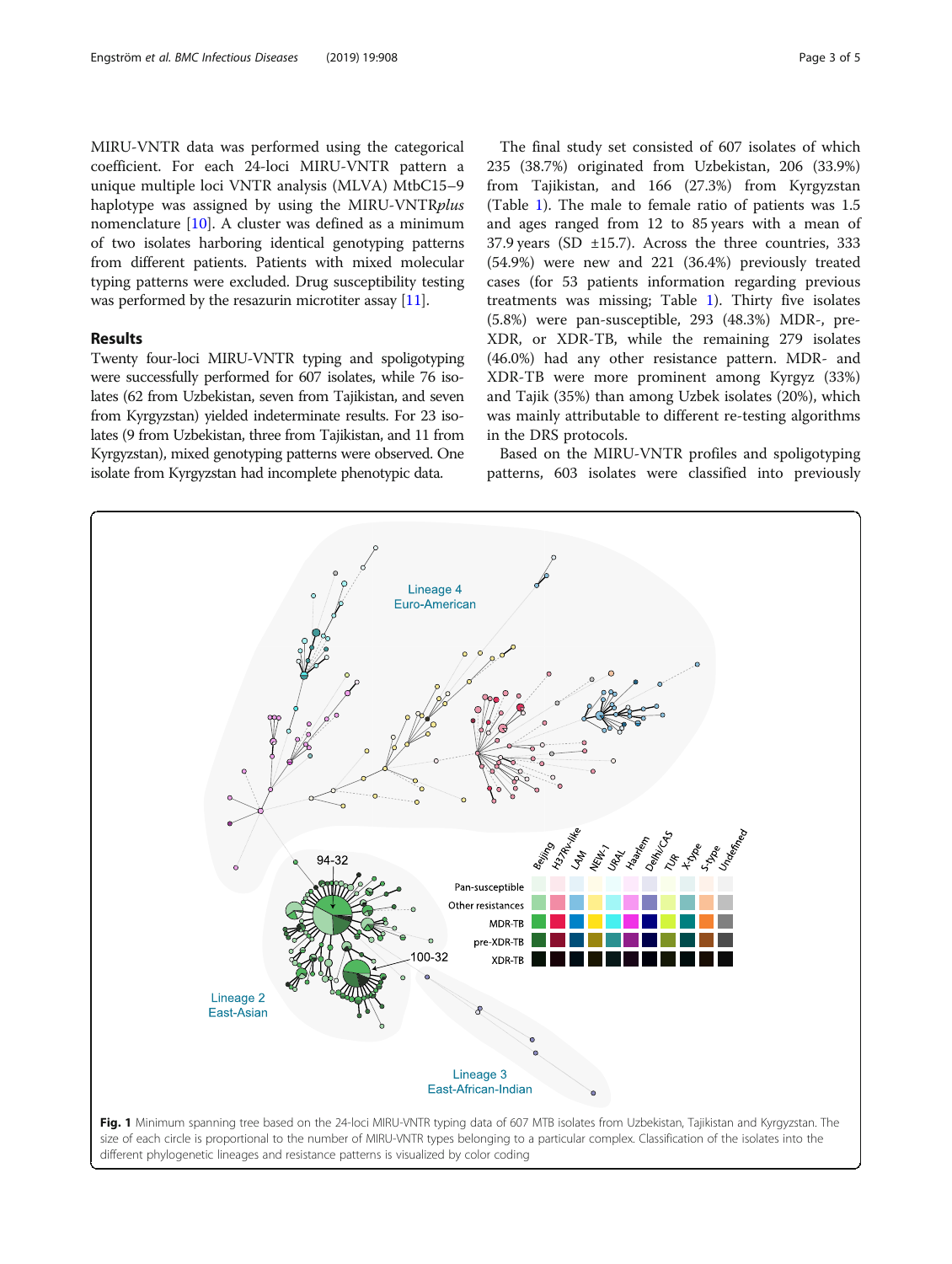MIRU-VNTR data was performed using the categorical coefficient. For each 24-loci MIRU-VNTR pattern a unique multiple loci VNTR analysis (MLVA) MtbC15–9 haplotype was assigned by using the MIRU-VNTR*plus* nomenclature [10]. A cluster was defined as a minimum of two isolates harboring identical genotyping patterns from different patients. Patients with mixed molecular typing patterns were excluded. Drug susceptibility testing was performed by the resazurin microtiter assay [11].

## Results

Twenty four-loci MIRU-VNTR typing and spoligotyping were successfully performed for 607 isolates, while 76 isolates (62 from Uzbekistan, seven from Tajikistan, and seven from Kyrgyzstan) yielded indeterminate results. For 23 isolates (9 from Uzbekistan, three from Tajikistan, and 11 from Kyrgyzstan), mixed genotyping patterns were observed. One isolate from Kyrgyzstan had incomplete phenotypic data.

The final study set consisted of 607 isolates of which 235 (38.7%) originated from Uzbekistan, 206 (33.9%) from Tajikistan, and 166 (27.3%) from Kyrgyzstan (Table 1). The male to female ratio of patients was 1.5 and ages ranged from 12 to 85 years with a mean of 37.9 years (SD ±15.7). Across the three countries, 333 (54.9%) were new and 221 (36.4%) previously treated cases (for 53 patients information regarding previous treatments was missing; Table 1). Thirty five isolates (5.8%) were pan-susceptible, 293 (48.3%) MDR-, pre-XDR, or XDR-TB, while the remaining 279 isolates (46.0%) had any other resistance pattern. MDR- and XDR-TB were more prominent among Kyrgyz (33%) and Tajik (35%) than among Uzbek isolates (20%), which was mainly attributable to different re-testing algorithms in the DRS protocols.

Based on the MIRU-VNTR profiles and spoligotyping patterns, 603 isolates were classified into previously

**Fig. 1** Minimum spanning tree based on the 24-loci MIRU-VNTR typing data of 607 MTB isolates from Uzbekistan, Tajikistan and Kyrgyzstan. The size of each circle is proportional to the number of MIRU-VNTR types belonging to a particular complex. Classification of the isolates into the different phylogenetic lineages and resistance patterns is visualized by color coding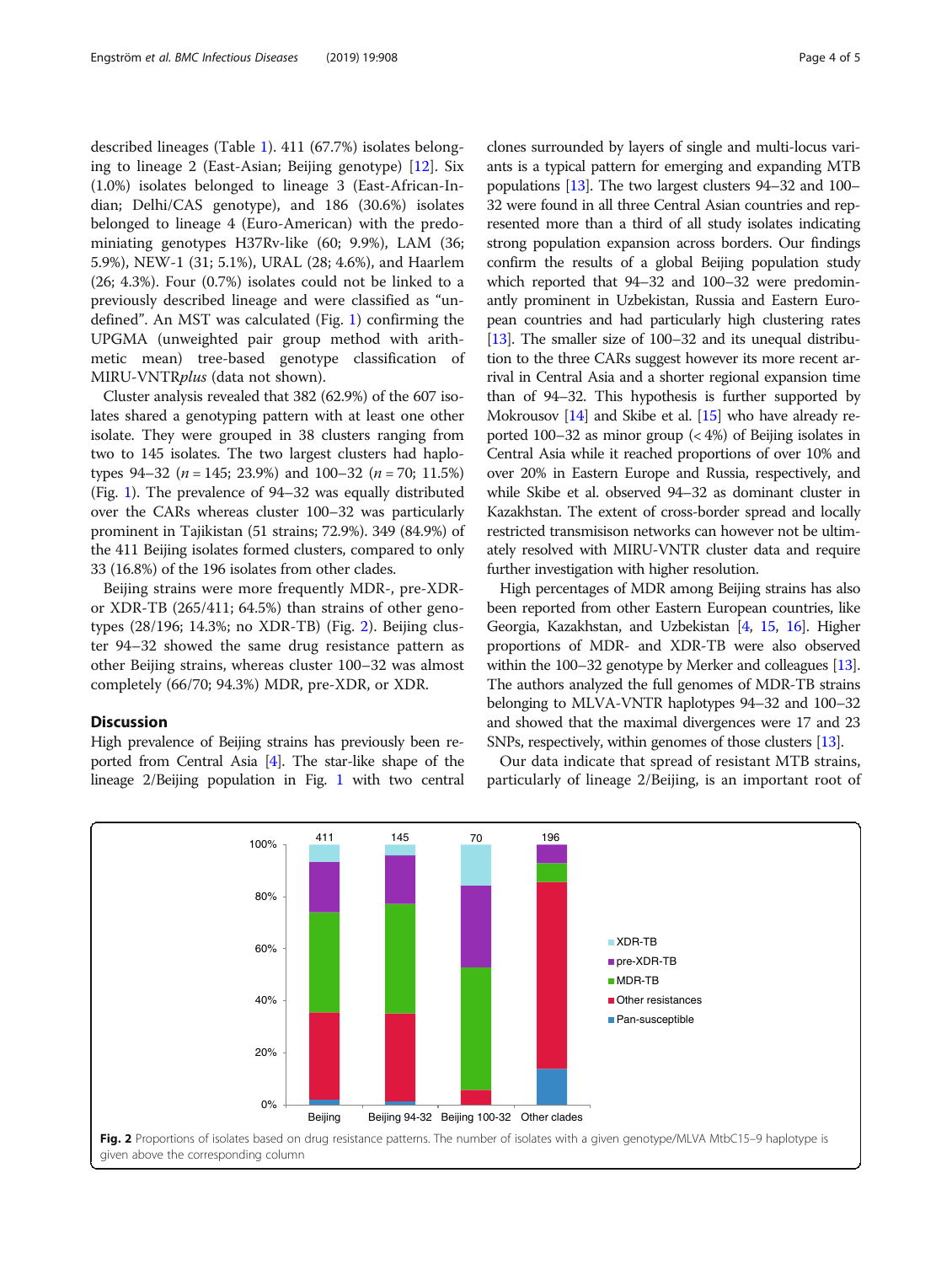described lineages (Table 1). 411 (67.7%) isolates belonging to lineage 2 (East-Asian; Beijing genotype) [12]. Six (1.0%) isolates belonged to lineage 3 (East-African-Indian; Delhi/CAS genotype), and 186 (30.6%) isolates belonged to lineage 4 (Euro-American) with the predominiating genotypes H37Rv-like (60; 9.9%), LAM (36; 5.9%), NEW-1 (31; 5.1%), URAL (28; 4.6%), and Haarlem (26; 4.3%). Four (0.7%) isolates could not be linked to a previously described lineage and were classified as "undefined". An MST was calculated (Fig. 1) confirming the UPGMA (unweighted pair group method with arithmetic mean) tree-based genotype classification of MIRU-VNTR*plus* (data not shown).

Cluster analysis revealed that 382 (62.9%) of the 607 isolates shared a genotyping pattern with at least one other isolate. They were grouped in 38 clusters ranging from two to 145 isolates. The two largest clusters had haplotypes 94–32 ($n = 145$; 23.9%) and 100–32 ($n = 70$; 11.5%) (Fig. 1). The prevalence of 94–32 was equally distributed over the CARs whereas cluster 100–32 was particularly prominent in Tajikistan (51 strains; 72.9%). 349 (84.9%) of the 411 Beijing isolates formed clusters, compared to only 33 (16.8%) of the 196 isolates from other clades.

Beijing strains were more frequently MDR-, pre-XDR- or XDR-TB (265/411; 64.5%) than strains of other genotypes (28/196; 14.3%; no XDR-TB) (Fig. 2). Beijing cluster 94–32 showed the same drug resistance pattern as other Beijing strains, whereas cluster 100–32 was almost completely (66/70; 94.3%) MDR, pre-XDR, or XDR.

## Discussion

High prevalence of Beijing strains has previously been reported from Central Asia [4]. The star-like shape of the lineage 2/Beijing population in Fig. 1 with two central clones surrounded by layers of single and multi-locus variants is a typical pattern for emerging and expanding MTB populations [13]. The two largest clusters 94–32 and 100–32 were found in all three Central Asian countries and represented more than a third of all study isolates indicating strong population expansion across borders. Our findings confirm the results of a global Beijing population study which reported that 94–32 and 100–32 were predominantly prominent in Uzbekistan, Russia and Eastern European countries and had particularly high clustering rates [13]. The smaller size of 100–32 and its unequal distribution to the three CARs suggest however its more recent arrival in Central Asia and a shorter regional expansion time than of 94–32. This hypothesis is further supported by Mokrousov [14] and Skibe et al. [15] who have already reported 100–32 as minor group (< 4%) of Beijing isolates in Central Asia while it reached proportions of over 10% and over 20% in Eastern Europe and Russia, respectively, and while Skibe et al. observed 94–32 as dominant cluster in Kazakhstan. The extent of cross-border spread and locally restricted transmisison networks can however not be ultimately resolved with MIRU-VNTR cluster data and require further investigation with higher resolution.

High percentages of MDR among Beijing strains has also been reported from other Eastern European countries, like Georgia, Kazakhstan, and Uzbekistan [4, 15, 16]. Higher proportions of MDR- and XDR-TB were also observed within the 100–32 genotype by Merker and colleagues [13]. The authors analyzed the full genomes of MDR-TB strains belonging to MLVA-VNTR haplotypes 94–32 and 100–32 and showed that the maximal divergences were 17 and 23 SNPs, respectively, within genomes of those clusters [13].

Our data indicate that spread of resistant MTB strains, particularly of lineage 2/Beijing, is an important root of

**Fig. 2** Proportions of isolates based on drug resistance patterns. The number of isolates with a given genotype/MLVA MtbC15–9 haplotype is given above the corresponding column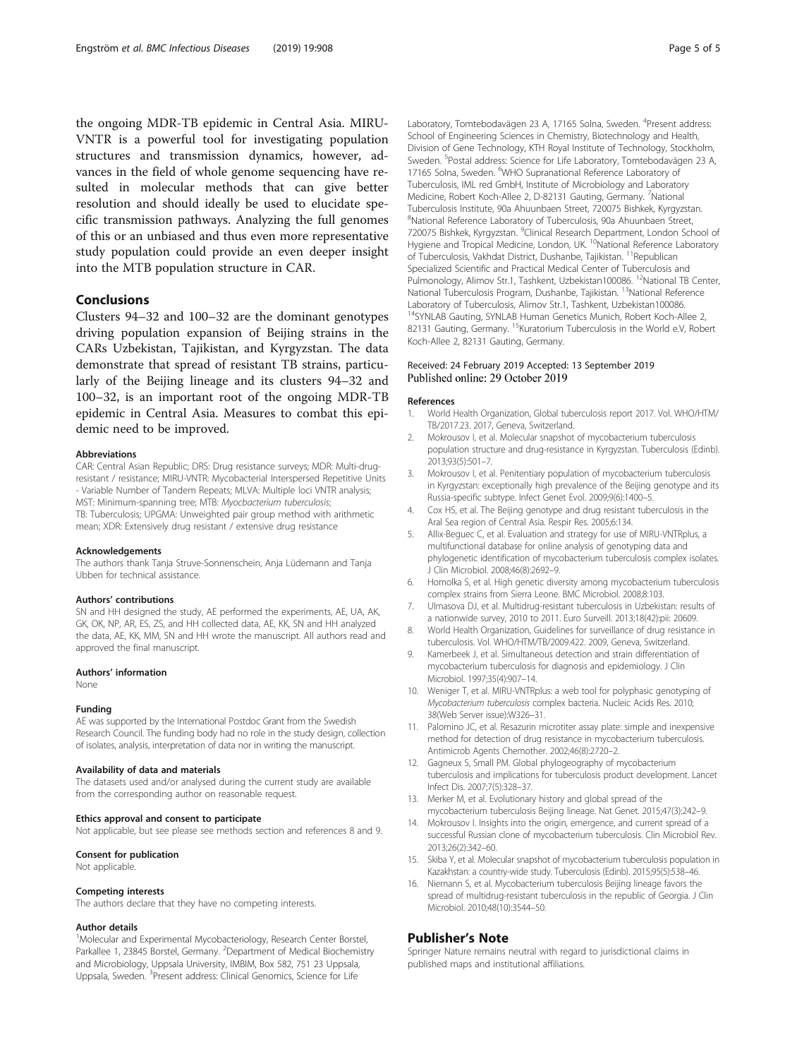the ongoing MDR-TB epidemic in Central Asia. MIRU-VNTR is a powerful tool for investigating population structures and transmission dynamics, however, advances in the field of whole genome sequencing have resulted in molecular methods that can give better resolution and should ideally be used to elucidate specific transmission pathways. Analyzing the full genomes of this or an unbiased and thus even more representative study population could provide an even deeper insight into the MTB population structure in CAR.

## Conclusions

Clusters 94–32 and 100–32 are the dominant genotypes driving population expansion of Beijing strains in the CARs Uzbekistan, Tajikistan, and Kyrgyzstan. The data demonstrate that spread of resistant TB strains, particularly of the Beijing lineage and its clusters 94–32 and 100–32, is an important root of the ongoing MDR-TB epidemic in Central Asia. Measures to combat this epidemic need to be improved.

#### Abbreviations

CAR: Central Asian Republic; DRS: Drug resistance surveys; MDR: Multi-drug-resistant / resistance; MIRU-VNTR: Mycobacterial Interspersed Repetitive Units - Variable Number of Tandem Repeats; MLVA: Multiple loci VNTR analysis; MST: Minimum-spanning tree; MTB: *Myocbacterium tuberculosis*; TB: Tuberculosis; UPGMA: Unweighted pair group method with arithmetic mean; XDR: Extensively drug resistant / extensive drug resistance

#### Acknowledgements

The authors thank Tanja Struve-Sonnenschein, Anja Lüdemann and Tanja Ubben for technical assistance.

#### Authors' contributions

SN and HH designed the study, AE performed the experiments, AE, UA, AK, GK, OK, NP, AR, ES, ZS, and HH collected data, AE, KK, SN and HH analyzed the data, AE, KK, MM, SN and HH wrote the manuscript. All authors read and approved the final manuscript.

#### Authors' information

None

#### Funding

AE was supported by the International Postdoc Grant from the Swedish Research Council. The funding body had no role in the study design, collection of isolates, analysis, interpretation of data nor in writing the manuscript.

#### Availability of data and materials

The datasets used and/or analysed during the current study are available from the corresponding author on reasonable request.

#### Ethics approval and consent to participate

Not applicable, but see please see methods section and references 8 and 9.

#### Consent for publication

Not applicable.

#### Competing interests

The authors declare that they have no competing interests.

#### Author details

[1]Molecular and Experimental Mycobacteriology, Research Center Borstel, Parkallee 1, 23845 Borstel, Germany. [2]Department of Medical Biochemistry and Microbiology, Uppsala University, IMBIM, Box 582, 751 23 Uppsala, Uppsala, Sweden. [3]Present address: Clinical Genomics, Science for Life Laboratory, Tomtebodavägen 23 A, 17165 Solna, Sweden. [4]Present address: School of Engineering Sciences in Chemistry, Biotechnology and Health, Division of Gene Technology, KTH Royal Institute of Technology, Stockholm, Sweden. [5]Postal address: Science for Life Laboratory, Tomtebodavägen 23 A, 17165 Solna, Sweden. [6]WHO Supranational Reference Laboratory of Tuberculosis, IML red GmbH, Institute of Microbiology and Laboratory Medicine, Robert Koch-Allee 2, D-82131 Gauting, Germany. [7]National Tuberculosis Institute, 90a Ahuunbaen Street, 720075 Bishkek, Kyrgyzstan. [8]National Reference Laboratory of Tuberculosis, 90a Ahuunbaen Street, 720075 Bishkek, Kyrgyzstan. [9]Clinical Research Department, London School of Hygiene and Tropical Medicine, London, UK. [10]National Reference Laboratory of Tuberculosis, Vakhdat District, Dushanbe, Tajikistan. [11]Republican Specialized Scientific and Practical Medical Center of Tuberculosis and Pulmonology, Alimov Str.1, Tashkent, Uzbekistan100086. [12]National TB Center, National Tuberculosis Program, Dushanbe, Tajikistan. [13]National Reference Laboratory of Tuberculosis, Alimov Str.1, Tashkent, Uzbekistan100086. [14]SYNLAB Gauting, SYNLAB Human Genetics Munich, Robert Koch-Allee 2, 82131 Gauting, Germany. [15]Kuratorium Tuberculosis in the World e.V, Robert Koch-Allee 2, 82131 Gauting, Germany.

Received: 24 February 2019 Accepted: 13 September 2019
Published online: 29 October 2019

#### References

1. World Health Organization, Global tuberculosis report 2017. Vol. WHO/HTM/TB/2017.23. 2017, Geneva, Switzerland.
2. Mokrousov I, et al. Molecular snapshot of mycobacterium tuberculosis population structure and drug-resistance in Kyrgyzstan. Tuberculosis (Edinb). 2013;93(5):501–7.
3. Mokrousov I, et al. Penitentiary population of mycobacterium tuberculosis in Kyrgyzstan: exceptionally high prevalence of the Beijing genotype and its Russia-specific subtype. Infect Genet Evol. 2009;9(6):1400–5.
4. Cox HS, et al. The Beijing genotype and drug resistant tuberculosis in the Aral Sea region of Central Asia. Respir Res. 2005;6:134.
5. Allix-Beguec C, et al. Evaluation and strategy for use of MIRU-VNTRplus, a multifunctional database for online analysis of genotyping data and phylogenetic identification of mycobacterium tuberculosis complex isolates. J Clin Microbiol. 2008;46(8):2692–9.
6. Homolka S, et al. High genetic diversity among mycobacterium tuberculosis complex strains from Sierra Leone. BMC Microbiol. 2008;8:103.
7. Ulmasova DJ, et al. Multidrug-resistant tuberculosis in Uzbekistan: results of a nationwide survey, 2010 to 2011. Euro Surveill. 2013;18(42):pii: 20609.
8. World Health Organization, Guidelines for surveillance of drug resistance in tuberculosis. Vol. WHO/HTM/TB/2009.422. 2009, Geneva, Switzerland.
9. Kamerbeek J, et al. Simultaneous detection and strain differentiation of mycobacterium tuberculosis for diagnosis and epidemiology. J Clin Microbiol. 1997;35(4):907–14.
10. Weniger T, et al. MIRU-VNTRplus: a web tool for polyphasic genotyping of *Mycobacterium tuberculosis* complex bacteria. Nucleic Acids Res. 2010; 38(Web Server issue):W326–31.
11. Palomino JC, et al. Resazurin microtiter assay plate: simple and inexpensive method for detection of drug resistance in mycobacterium tuberculosis. Antimicrob Agents Chemother. 2002;46(8):2720–2.
12. Gagneux S, Small PM. Global phylogeography of mycobacterium tuberculosis and implications for tuberculosis product development. Lancet Infect Dis. 2007;7(5):328–37.
13. Merker M, et al. Evolutionary history and global spread of the mycobacterium tuberculosis Beijing lineage. Nat Genet. 2015;47(3):242–9.
14. Mokrousov I. Insights into the origin, emergence, and current spread of a successful Russian clone of mycobacterium tuberculosis. Clin Microbiol Rev. 2013;26(2):342–60.
15. Skiba Y, et al. Molecular snapshot of mycobacterium tuberculosis population in Kazakhstan: a country-wide study. Tuberculosis (Edinb). 2015;95(5):538–46.
16. Niemann S, et al. Mycobacterium tuberculosis Beijing lineage favors the spread of multidrug-resistant tuberculosis in the republic of Georgia. J Clin Microbiol. 2010;48(10):3544–50.

## Publisher's Note

Springer Nature remains neutral with regard to jurisdictional claims in published maps and institutional affiliations.